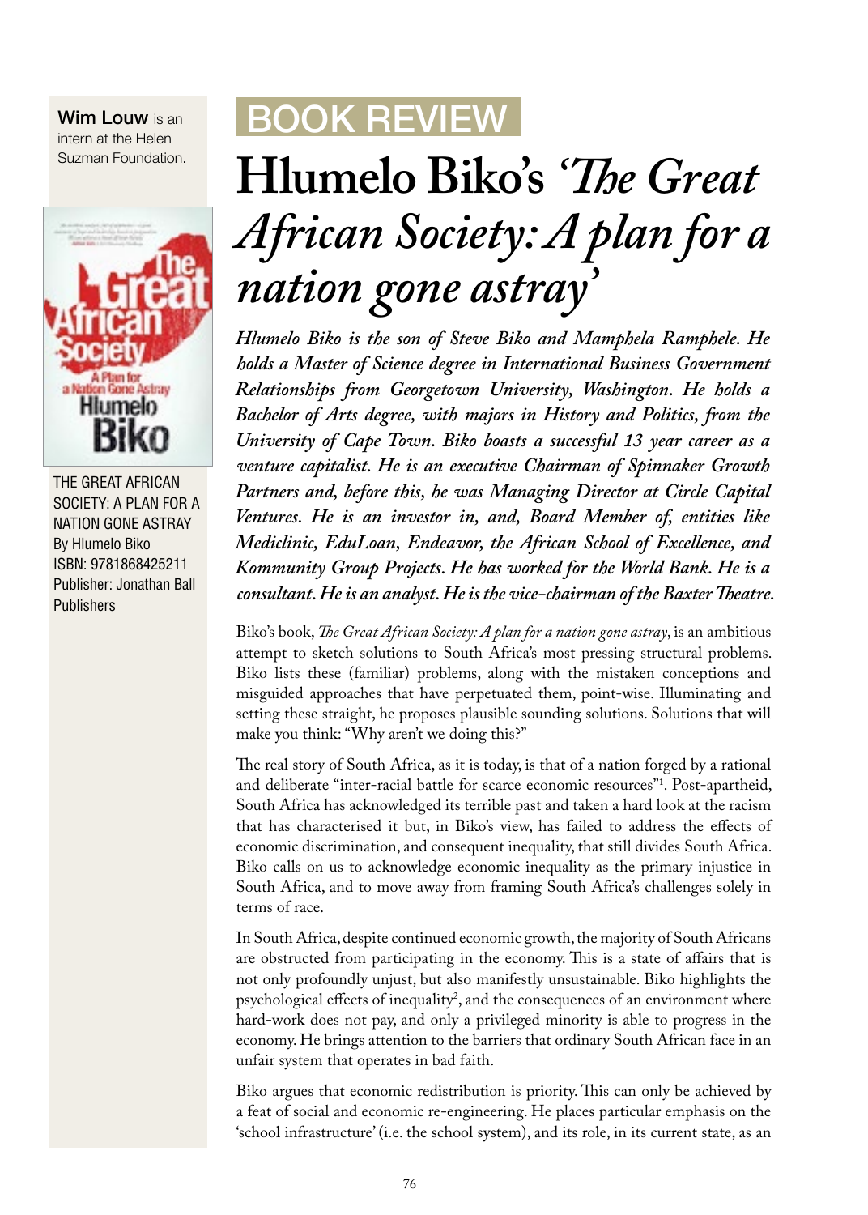Wim Louw is an intern at the Helen Suzman Foundation.

THE GREAT AFRICAN SOCIETY: A PLAN FOR A NATION GONE ASTRAY
By Hlumelo Biko
ISBN: 9781868425211
Publisher: Jonathan Ball Publishers

BOOK REVIEW

# Hlumelo Biko's *'The Great African Society: A plan for a nation gone astray'*

***Hlumelo Biko is the son of Steve Biko and Mamphela Ramphele. He holds a Master of Science degree in International Business Government Relationships from Georgetown University, Washington. He holds a Bachelor of Arts degree, with majors in History and Politics, from the University of Cape Town. Biko boasts a successful 13 year career as a venture capitalist. He is an executive Chairman of Spinnaker Growth Partners and, before this, he was Managing Director at Circle Capital Ventures. He is an investor in, and, Board Member of, entities like Mediclinic, EduLoan, Endeavor, the African School of Excellence, and Kommunity Group Projects. He has worked for the World Bank. He is a consultant. He is an analyst. He is the vice-chairman of the Baxter Theatre.***

Biko's book, *The Great African Society: A plan for a nation gone astray*, is an ambitious attempt to sketch solutions to South Africa's most pressing structural problems. Biko lists these (familiar) problems, along with the mistaken conceptions and misguided approaches that have perpetuated them, point-wise. Illuminating and setting these straight, he proposes plausible sounding solutions. Solutions that will make you think: "Why aren't we doing this?"

The real story of South Africa, as it is today, is that of a nation forged by a rational and deliberate "inter-racial battle for scarce economic resources"[1]. Post-apartheid, South Africa has acknowledged its terrible past and taken a hard look at the racism that has characterised it but, in Biko's view, has failed to address the effects of economic discrimination, and consequent inequality, that still divides South Africa. Biko calls on us to acknowledge economic inequality as the primary injustice in South Africa, and to move away from framing South Africa's challenges solely in terms of race.

In South Africa, despite continued economic growth, the majority of South Africans are obstructed from participating in the economy. This is a state of affairs that is not only profoundly unjust, but also manifestly unsustainable. Biko highlights the psychological effects of inequality[2], and the consequences of an environment where hard-work does not pay, and only a privileged minority is able to progress in the economy. He brings attention to the barriers that ordinary South African face in an unfair system that operates in bad faith.

Biko argues that economic redistribution is priority. This can only be achieved by a feat of social and economic re-engineering. He places particular emphasis on the 'school infrastructure' (i.e. the school system), and its role, in its current state, as an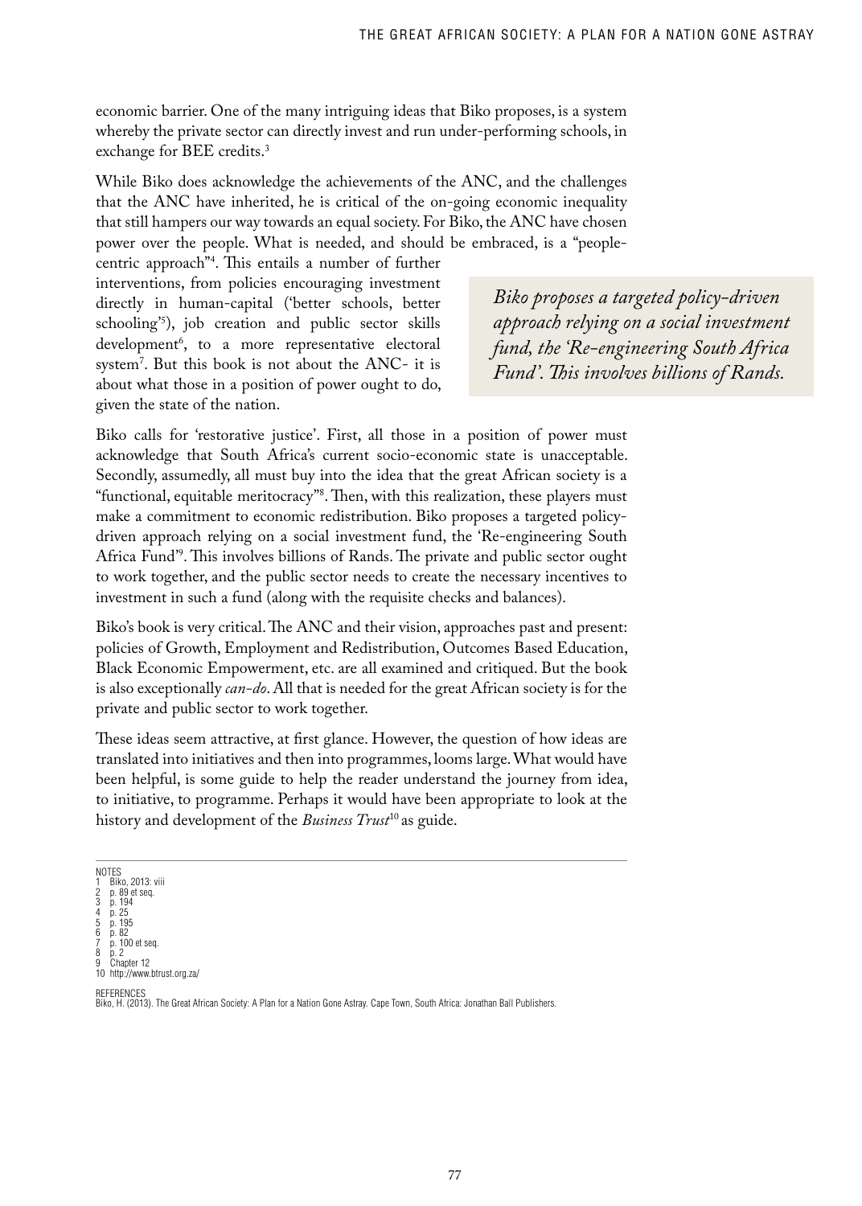economic barrier. One of the many intriguing ideas that Biko proposes, is a system whereby the private sector can directly invest and run under-performing schools, in exchange for BEE credits.[3]

While Biko does acknowledge the achievements of the ANC, and the challenges that the ANC have inherited, he is critical of the on-going economic inequality that still hampers our way towards an equal society. For Biko, the ANC have chosen power over the people. What is needed, and should be embraced, is a "people-centric approach"[4]. This entails a number of further interventions, from policies encouraging investment directly in human-capital ('better schools, better schooling'[5]), job creation and public sector skills development[6], to a more representative electoral system[7]. But this book is not about the ANC- it is about what those in a position of power ought to do, given the state of the nation.

> *Biko proposes a targeted policy-driven approach relying on a social investment fund, the 'Re-engineering South Africa Fund'. This involves billions of Rands.*

Biko calls for 'restorative justice'. First, all those in a position of power must acknowledge that South Africa's current socio-economic state is unacceptable. Secondly, assumedly, all must buy into the idea that the great African society is a "functional, equitable meritocracy"[8]. Then, with this realization, these players must make a commitment to economic redistribution. Biko proposes a targeted policy-driven approach relying on a social investment fund, the 'Re-engineering South Africa Fund'[9]. This involves billions of Rands. The private and public sector ought to work together, and the public sector needs to create the necessary incentives to investment in such a fund (along with the requisite checks and balances).

Biko's book is very critical. The ANC and their vision, approaches past and present: policies of Growth, Employment and Redistribution, Outcomes Based Education, Black Economic Empowerment, etc. are all examined and critiqued. But the book is also exceptionally *can-do*. All that is needed for the great African society is for the private and public sector to work together.

These ideas seem attractive, at first glance. However, the question of how ideas are translated into initiatives and then into programmes, looms large. What would have been helpful, is some guide to help the reader understand the journey from idea, to initiative, to programme. Perhaps it would have been appropriate to look at the history and development of the *Business Trust*[10] as guide.

---

NOTES

1 Biko, 2013: viii
2 p. 89 et seq.
3 p. 194
4 p. 25
5 p. 195
6 p. 82
7 p. 100 et seq.
8 p. 2
9 Chapter 12
10 http://www.btrust.org.za/

REFERENCES

Biko, H. (2013). The Great African Society: A Plan for a Nation Gone Astray. Cape Town, South Africa: Jonathan Ball Publishers.